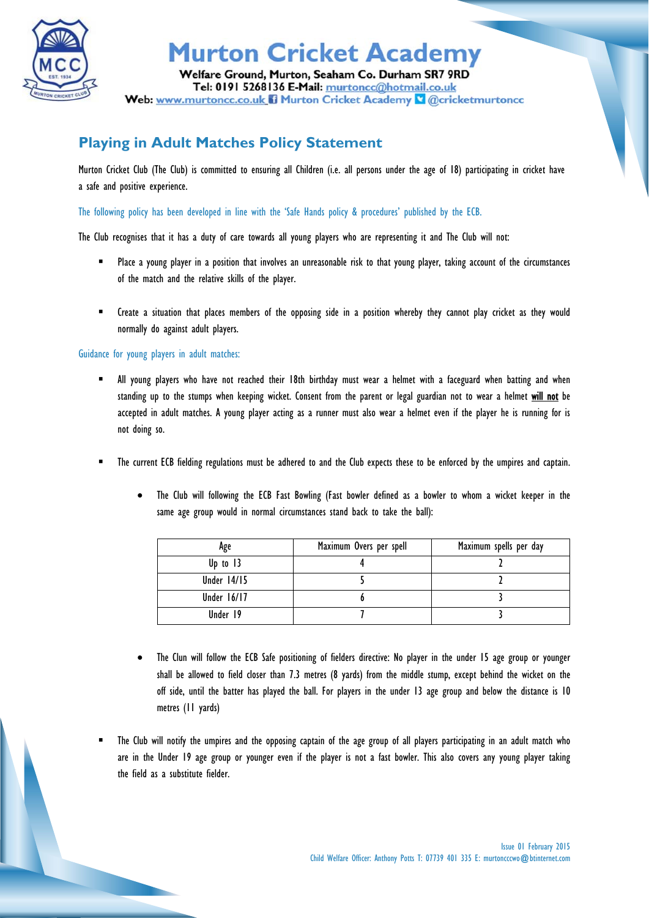# Murton Cricket Academy

Welfare Ground, Murton, Seaham Co. Durham SR7 9RD
Tel: 0191 5268136 E-Mail: murtoncc@hotmail.co.uk
Web: www.murtoncc.co.uk Murton Cricket Academy @cricketmurtoncc

## Playing in Adult Matches Policy Statement

Murton Cricket Club (The Club) is committed to ensuring all Children (i.e. all persons under the age of 18) participating in cricket have a safe and positive experience.

The following policy has been developed in line with the 'Safe Hands policy & procedures' published by the ECB.

The Club recognises that it has a duty of care towards all young players who are representing it and The Club will not:

- Place a young player in a position that involves an unreasonable risk to that young player, taking account of the circumstances of the match and the relative skills of the player.
- Create a situation that places members of the opposing side in a position whereby they cannot play cricket as they would normally do against adult players.

Guidance for young players in adult matches:

- All young players who have not reached their 18th birthday must wear a helmet with a faceguard when batting and when standing up to the stumps when keeping wicket. Consent from the parent or legal guardian not to wear a helmet **will not** be accepted in adult matches. A young player acting as a runner must also wear a helmet even if the player he is running for is not doing so.
- The current ECB fielding regulations must be adhered to and the Club expects these to be enforced by the umpires and captain.
  - The Club will following the ECB Fast Bowling (Fast bowler defined as a bowler to whom a wicket keeper in the same age group would in normal circumstances stand back to take the ball):

| Age | Maximum Overs per spell | Maximum spells per day |
|---|---|---|
| Up to 13 | 4 | 2 |
| Under 14/15 | 5 | 2 |
| Under 16/17 | 6 | 3 |
| Under 19 | 7 | 3 |

  - The Clun will follow the ECB Safe positioning of fielders directive: No player in the under 15 age group or younger shall be allowed to field closer than 7.3 metres (8 yards) from the middle stump, except behind the wicket on the off side, until the batter has played the ball. For players in the under 13 age group and below the distance is 10 metres (11 yards)
- The Club will notify the umpires and the opposing captain of the age group of all players participating in an adult match who are in the Under 19 age group or younger even if the player is not a fast bowler. This also covers any young player taking the field as a substitute fielder.

Issue 01 February 2015
Child Welfare Officer: Anthony Potts T: 07739 401 335 E: murtoncccwo@btinternet.com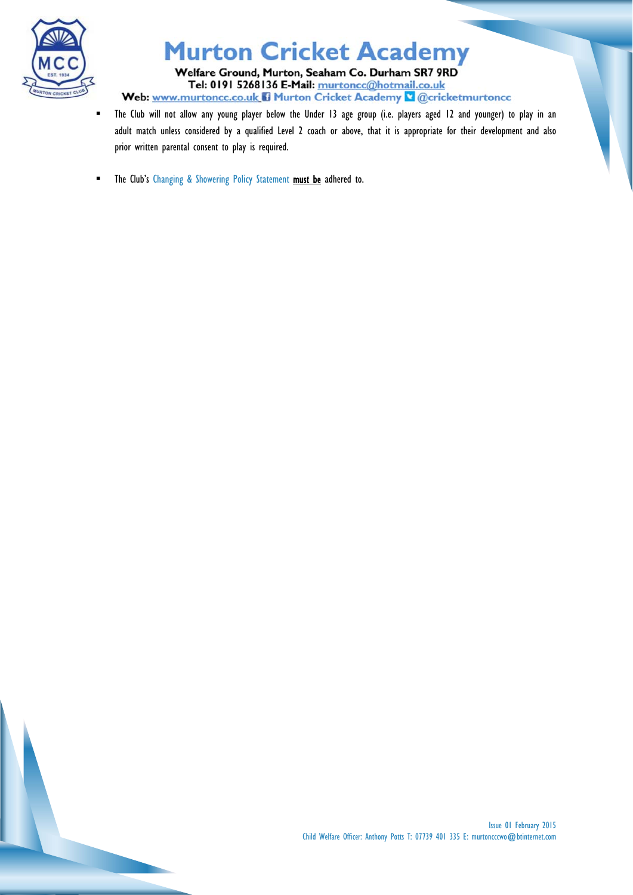- The Club will not allow any young player below the Under 13 age group (i.e. players aged 12 and younger) to play in an adult match unless considered by a qualified Level 2 coach or above, that it is appropriate for their development and also prior written parental consent to play is required.

- The Club's Changing & Showering Policy Statement **must be** adhered to.